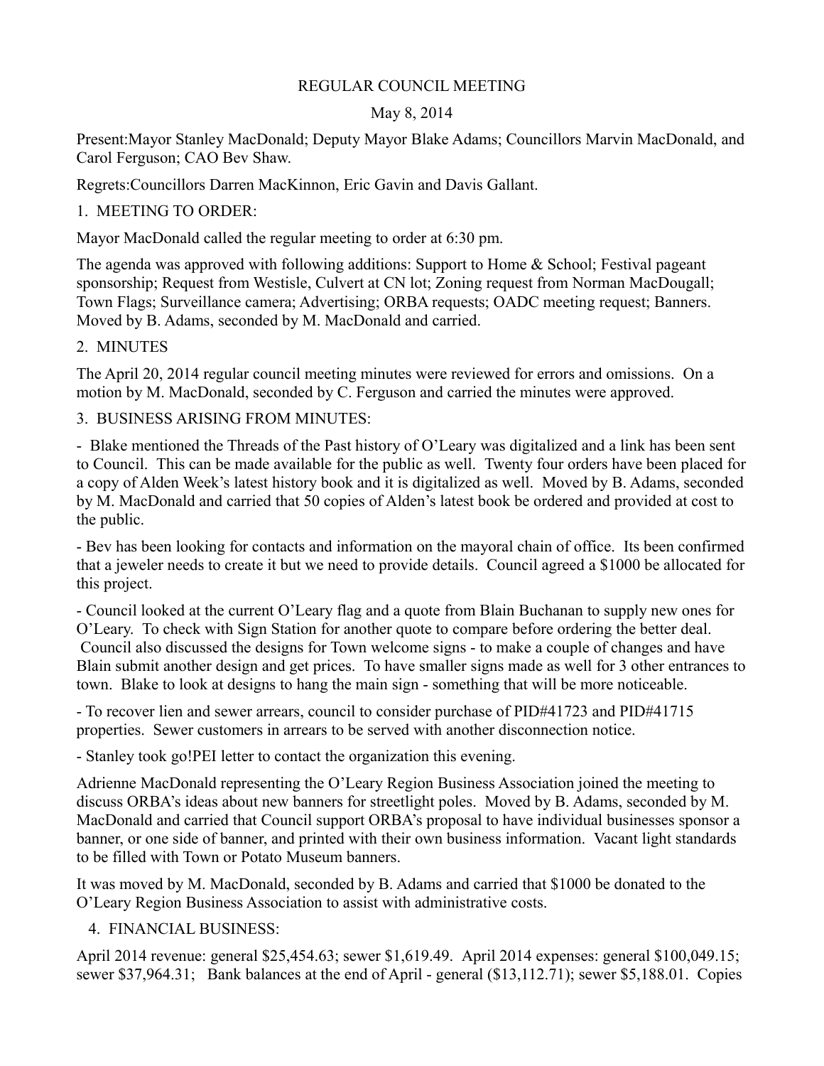# REGULAR COUNCIL MEETING

May 8, 2014

Present:Mayor Stanley MacDonald; Deputy Mayor Blake Adams; Councillors Marvin MacDonald, and Carol Ferguson; CAO Bev Shaw.

Regrets:Councillors Darren MacKinnon, Eric Gavin and Davis Gallant.

1. MEETING TO ORDER:

Mayor MacDonald called the regular meeting to order at 6:30 pm.

The agenda was approved with following additions: Support to Home & School; Festival pageant sponsorship; Request from Westisle, Culvert at CN lot; Zoning request from Norman MacDougall; Town Flags; Surveillance camera; Advertising; ORBA requests; OADC meeting request; Banners. Moved by B. Adams, seconded by M. MacDonald and carried.

2. MINUTES

The April 20, 2014 regular council meeting minutes were reviewed for errors and omissions. On a motion by M. MacDonald, seconded by C. Ferguson and carried the minutes were approved.

3. BUSINESS ARISING FROM MINUTES:

- Blake mentioned the Threads of the Past history of O'Leary was digitalized and a link has been sent to Council. This can be made available for the public as well. Twenty four orders have been placed for a copy of Alden Week's latest history book and it is digitalized as well. Moved by B. Adams, seconded by M. MacDonald and carried that 50 copies of Alden's latest book be ordered and provided at cost to the public.

- Bev has been looking for contacts and information on the mayoral chain of office. Its been confirmed that a jeweler needs to create it but we need to provide details. Council agreed a $1000 be allocated for this project.

- Council looked at the current O'Leary flag and a quote from Blain Buchanan to supply new ones for O'Leary. To check with Sign Station for another quote to compare before ordering the better deal. Council also discussed the designs for Town welcome signs - to make a couple of changes and have Blain submit another design and get prices. To have smaller signs made as well for 3 other entrances to town. Blake to look at designs to hang the main sign - something that will be more noticeable.

- To recover lien and sewer arrears, council to consider purchase of PID#41723 and PID#41715 properties. Sewer customers in arrears to be served with another disconnection notice.

- Stanley took go!PEI letter to contact the organization this evening.

Adrienne MacDonald representing the O'Leary Region Business Association joined the meeting to discuss ORBA's ideas about new banners for streetlight poles. Moved by B. Adams, seconded by M. MacDonald and carried that Council support ORBA's proposal to have individual businesses sponsor a banner, or one side of banner, and printed with their own business information. Vacant light standards to be filled with Town or Potato Museum banners.

It was moved by M. MacDonald, seconded by B. Adams and carried that $1000 be donated to the O'Leary Region Business Association to assist with administrative costs.

4. FINANCIAL BUSINESS:

April 2014 revenue: general $25,454.63; sewer $1,619.49. April 2014 expenses: general $100,049.15; sewer $37,964.31; Bank balances at the end of April - general ($13,112.71); sewer $5,188.01. Copies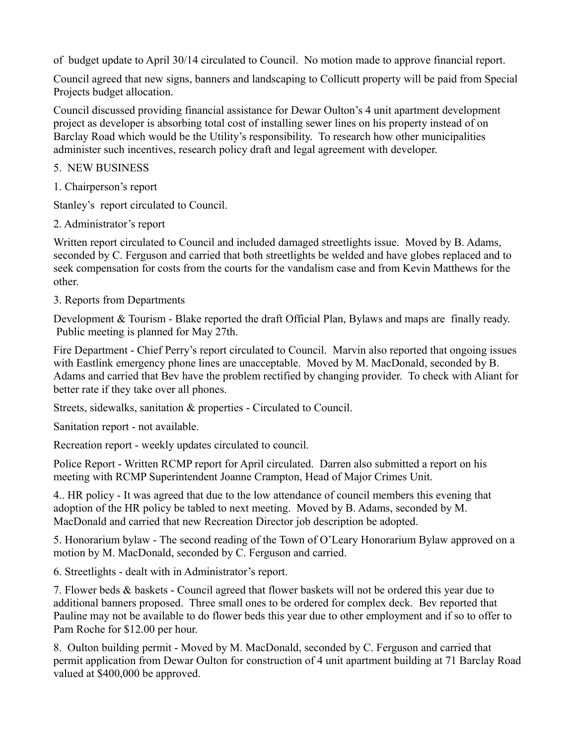of budget update to April 30/14 circulated to Council. No motion made to approve financial report.

Council agreed that new signs, banners and landscaping to Collicutt property will be paid from Special Projects budget allocation.

Council discussed providing financial assistance for Dewar Oulton's 4 unit apartment development project as developer is absorbing total cost of installing sewer lines on his property instead of on Barclay Road which would be the Utility's responsibility. To research how other municipalities administer such incentives, research policy draft and legal agreement with developer.

5. NEW BUSINESS

1. Chairperson's report

Stanley's report circulated to Council.

2. Administrator's report

Written report circulated to Council and included damaged streetlights issue. Moved by B. Adams, seconded by C. Ferguson and carried that both streetlights be welded and have globes replaced and to seek compensation for costs from the courts for the vandalism case and from Kevin Matthews for the other.

3. Reports from Departments

Development & Tourism - Blake reported the draft Official Plan, Bylaws and maps are finally ready. Public meeting is planned for May 27th.

Fire Department - Chief Perry's report circulated to Council. Marvin also reported that ongoing issues with Eastlink emergency phone lines are unacceptable. Moved by M. MacDonald, seconded by B. Adams and carried that Bev have the problem rectified by changing provider. To check with Aliant for better rate if they take over all phones.

Streets, sidewalks, sanitation & properties - Circulated to Council.

Sanitation report - not available.

Recreation report - weekly updates circulated to council.

Police Report - Written RCMP report for April circulated. Darren also submitted a report on his meeting with RCMP Superintendent Joanne Crampton, Head of Major Crimes Unit.

4.. HR policy - It was agreed that due to the low attendance of council members this evening that adoption of the HR policy be tabled to next meeting. Moved by B. Adams, seconded by M. MacDonald and carried that new Recreation Director job description be adopted.

5. Honorarium bylaw - The second reading of the Town of O'Leary Honorarium Bylaw approved on a motion by M. MacDonald, seconded by C. Ferguson and carried.

6. Streetlights - dealt with in Administrator's report.

7. Flower beds & baskets - Council agreed that flower baskets will not be ordered this year due to additional banners proposed. Three small ones to be ordered for complex deck. Bev reported that Pauline may not be available to do flower beds this year due to other employment and if so to offer to Pam Roche for $12.00 per hour.

8. Oulton building permit - Moved by M. MacDonald, seconded by C. Ferguson and carried that permit application from Dewar Oulton for construction of 4 unit apartment building at 71 Barclay Road valued at $400,000 be approved.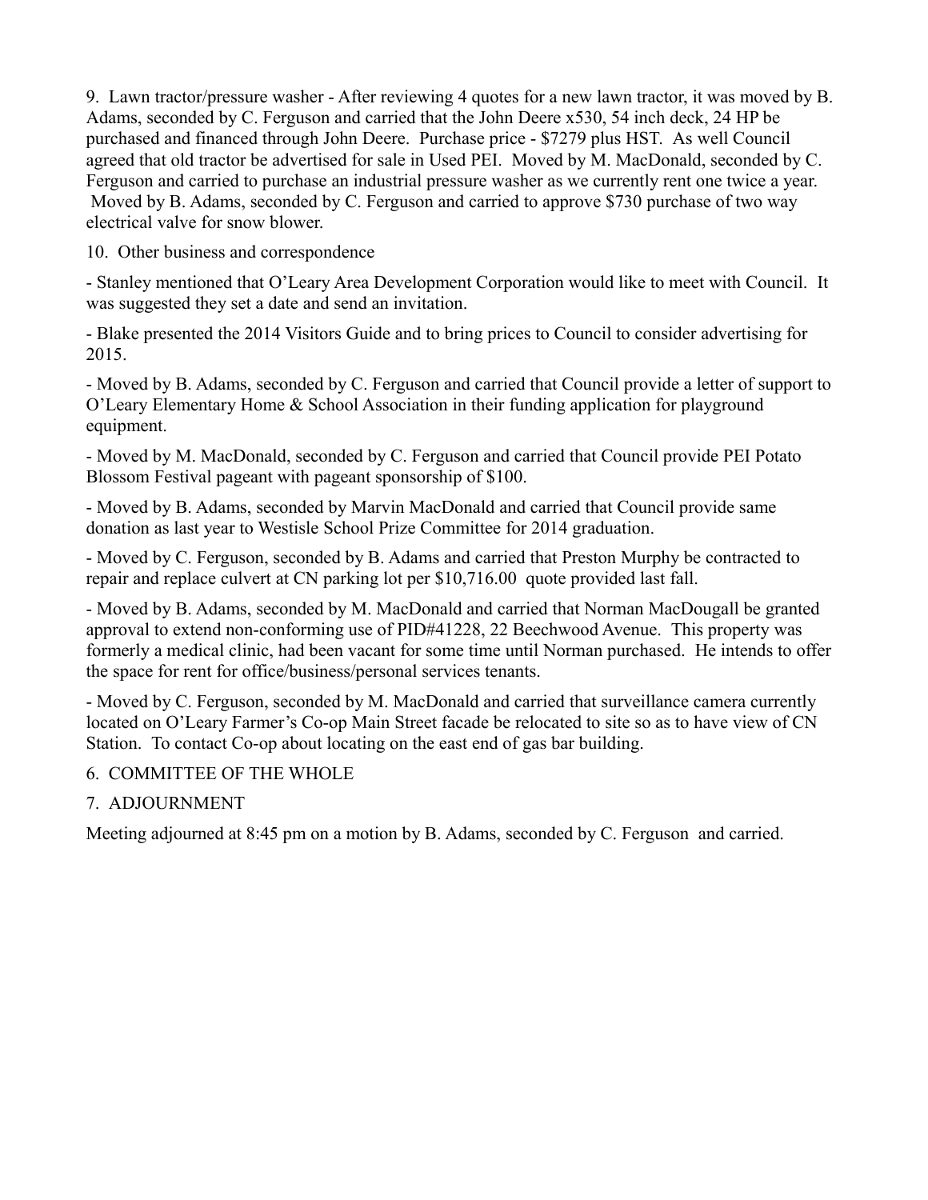9. Lawn tractor/pressure washer - After reviewing 4 quotes for a new lawn tractor, it was moved by B. Adams, seconded by C. Ferguson and carried that the John Deere x530, 54 inch deck, 24 HP be purchased and financed through John Deere. Purchase price - $7279 plus HST. As well Council agreed that old tractor be advertised for sale in Used PEI. Moved by M. MacDonald, seconded by C. Ferguson and carried to purchase an industrial pressure washer as we currently rent one twice a year. Moved by B. Adams, seconded by C. Ferguson and carried to approve $730 purchase of two way electrical valve for snow blower.

10. Other business and correspondence

- Stanley mentioned that O'Leary Area Development Corporation would like to meet with Council. It was suggested they set a date and send an invitation.

- Blake presented the 2014 Visitors Guide and to bring prices to Council to consider advertising for 2015.

- Moved by B. Adams, seconded by C. Ferguson and carried that Council provide a letter of support to O'Leary Elementary Home & School Association in their funding application for playground equipment.

- Moved by M. MacDonald, seconded by C. Ferguson and carried that Council provide PEI Potato Blossom Festival pageant with pageant sponsorship of $100.

- Moved by B. Adams, seconded by Marvin MacDonald and carried that Council provide same donation as last year to Westisle School Prize Committee for 2014 graduation.

- Moved by C. Ferguson, seconded by B. Adams and carried that Preston Murphy be contracted to repair and replace culvert at CN parking lot per $10,716.00 quote provided last fall.

- Moved by B. Adams, seconded by M. MacDonald and carried that Norman MacDougall be granted approval to extend non-conforming use of PID#41228, 22 Beechwood Avenue. This property was formerly a medical clinic, had been vacant for some time until Norman purchased. He intends to offer the space for rent for office/business/personal services tenants.

- Moved by C. Ferguson, seconded by M. MacDonald and carried that surveillance camera currently located on O'Leary Farmer's Co-op Main Street facade be relocated to site so as to have view of CN Station. To contact Co-op about locating on the east end of gas bar building.

6. COMMITTEE OF THE WHOLE

7. ADJOURNMENT

Meeting adjourned at 8:45 pm on a motion by B. Adams, seconded by C. Ferguson and carried.